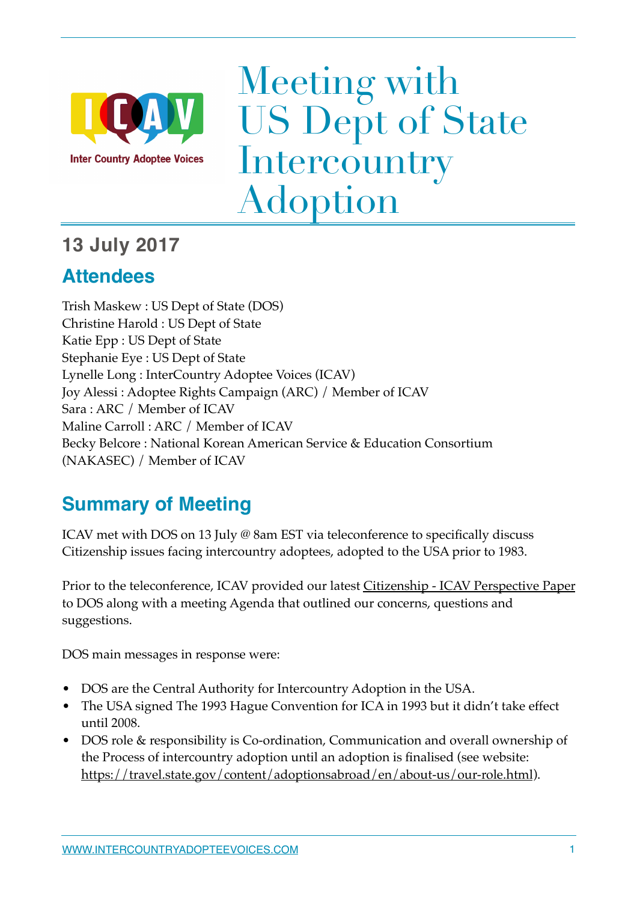# Meeting with US Dept of State Intercountry Adoption

## 13 July 2017

## Attendees

Trish Maskew : US Dept of State (DOS)
Christine Harold : US Dept of State
Katie Epp : US Dept of State
Stephanie Eye : US Dept of State
Lynelle Long : InterCountry Adoptee Voices (ICAV)
Joy Alessi : Adoptee Rights Campaign (ARC) / Member of ICAV
Sara : ARC / Member of ICAV
Maline Carroll : ARC / Member of ICAV
Becky Belcore : National Korean American Service & Education Consortium (NAKASEC) / Member of ICAV

## Summary of Meeting

ICAV met with DOS on 13 July @ 8am EST via teleconference to specifically discuss Citizenship issues facing intercountry adoptees, adopted to the USA prior to 1983.

Prior to the teleconference, ICAV provided our latest Citizenship - ICAV Perspective Paper to DOS along with a meeting Agenda that outlined our concerns, questions and suggestions.

DOS main messages in response were:

- DOS are the Central Authority for Intercountry Adoption in the USA.
- The USA signed The 1993 Hague Convention for ICA in 1993 but it didn't take effect until 2008.
- DOS role & responsibility is Co-ordination, Communication and overall ownership of the Process of intercountry adoption until an adoption is finalised (see website: https://travel.state.gov/content/adoptionsabroad/en/about-us/our-role.html).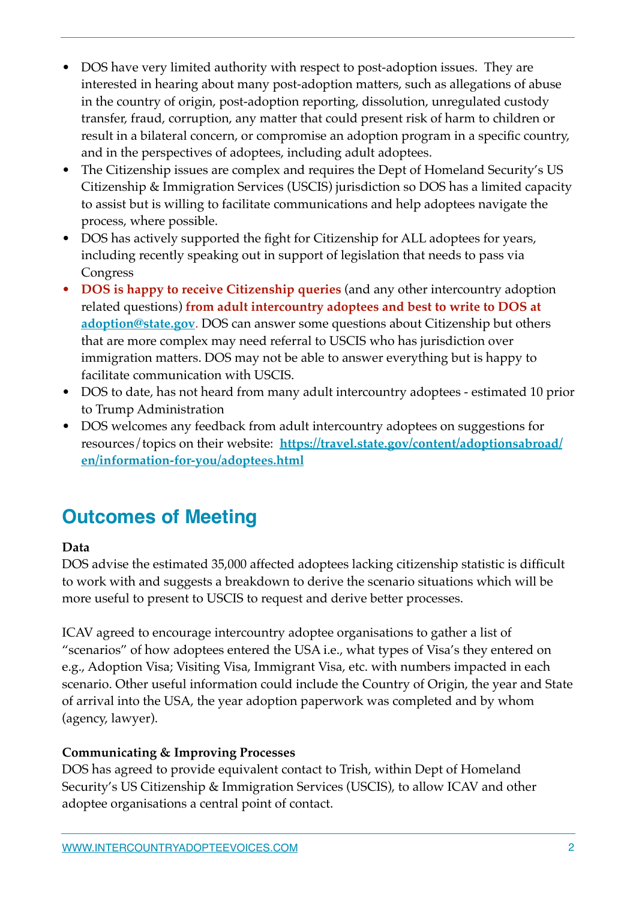- DOS have very limited authority with respect to post-adoption issues. They are interested in hearing about many post-adoption matters, such as allegations of abuse in the country of origin, post-adoption reporting, dissolution, unregulated custody transfer, fraud, corruption, any matter that could present risk of harm to children or result in a bilateral concern, or compromise an adoption program in a specific country, and in the perspectives of adoptees, including adult adoptees.
- The Citizenship issues are complex and requires the Dept of Homeland Security's US Citizenship & Immigration Services (USCIS) jurisdiction so DOS has a limited capacity to assist but is willing to facilitate communications and help adoptees navigate the process, where possible.
- DOS has actively supported the fight for Citizenship for ALL adoptees for years, including recently speaking out in support of legislation that needs to pass via Congress
- **DOS is happy to receive Citizenship queries** (and any other intercountry adoption related questions) **from adult intercountry adoptees and best to write to DOS at [adoption@state.gov](mailto:adoption@state.gov)**. DOS can answer some questions about Citizenship but others that are more complex may need referral to USCIS who has jurisdiction over immigration matters. DOS may not be able to answer everything but is happy to facilitate communication with USCIS.
- DOS to date, has not heard from many adult intercountry adoptees - estimated 10 prior to Trump Administration
- DOS welcomes any feedback from adult intercountry adoptees on suggestions for resources/topics on their website: **https://travel.state.gov/content/adoptionsabroad/en/information-for-you/adoptees.html**

## Outcomes of Meeting

**Data**

DOS advise the estimated 35,000 affected adoptees lacking citizenship statistic is difficult to work with and suggests a breakdown to derive the scenario situations which will be more useful to present to USCIS to request and derive better processes.

ICAV agreed to encourage intercountry adoptee organisations to gather a list of "scenarios" of how adoptees entered the USA i.e., what types of Visa's they entered on e.g., Adoption Visa; Visiting Visa, Immigrant Visa, etc. with numbers impacted in each scenario. Other useful information could include the Country of Origin, the year and State of arrival into the USA, the year adoption paperwork was completed and by whom (agency, lawyer).

**Communicating & Improving Processes**

DOS has agreed to provide equivalent contact to Trish, within Dept of Homeland Security's US Citizenship & Immigration Services (USCIS), to allow ICAV and other adoptee organisations a central point of contact.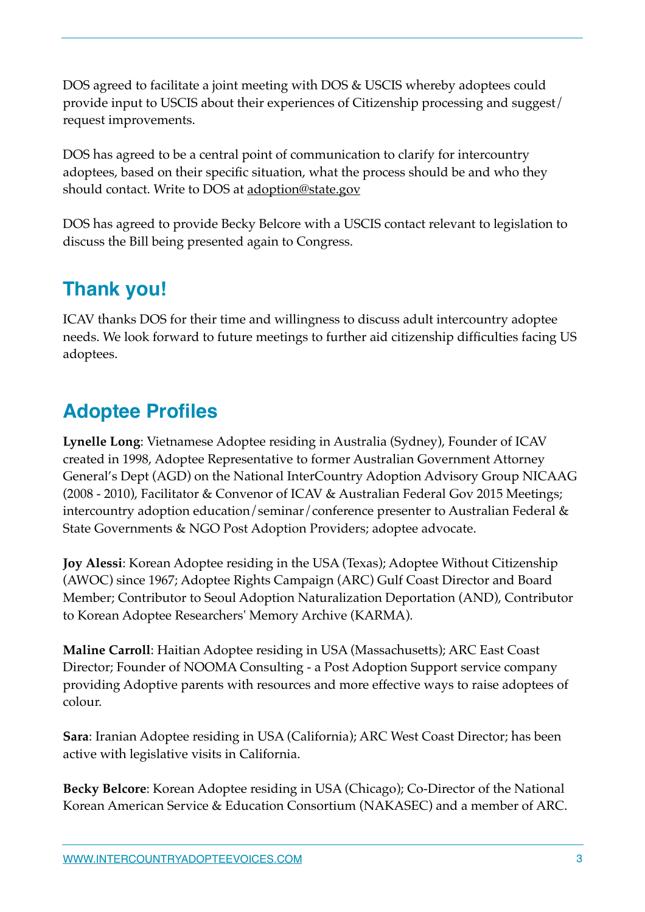DOS agreed to facilitate a joint meeting with DOS & USCIS whereby adoptees could provide input to USCIS about their experiences of Citizenship processing and suggest/request improvements.

DOS has agreed to be a central point of communication to clarify for intercountry adoptees, based on their specific situation, what the process should be and who they should contact. Write to DOS at adoption@state.gov

DOS has agreed to provide Becky Belcore with a USCIS contact relevant to legislation to discuss the Bill being presented again to Congress.

## Thank you!

ICAV thanks DOS for their time and willingness to discuss adult intercountry adoptee needs. We look forward to future meetings to further aid citizenship difficulties facing US adoptees.

## Adoptee Profiles

**Lynelle Long**: Vietnamese Adoptee residing in Australia (Sydney), Founder of ICAV created in 1998, Adoptee Representative to former Australian Government Attorney General's Dept (AGD) on the National InterCountry Adoption Advisory Group NICAAG (2008 - 2010), Facilitator & Convenor of ICAV & Australian Federal Gov 2015 Meetings; intercountry adoption education/seminar/conference presenter to Australian Federal & State Governments & NGO Post Adoption Providers; adoptee advocate.

**Joy Alessi**: Korean Adoptee residing in the USA (Texas); Adoptee Without Citizenship (AWOC) since 1967; Adoptee Rights Campaign (ARC) Gulf Coast Director and Board Member; Contributor to Seoul Adoption Naturalization Deportation (AND), Contributor to Korean Adoptee Researchers' Memory Archive (KARMA).

**Maline Carroll**: Haitian Adoptee residing in USA (Massachusetts); ARC East Coast Director; Founder of NOOMA Consulting - a Post Adoption Support service company providing Adoptive parents with resources and more effective ways to raise adoptees of colour.

**Sara**: Iranian Adoptee residing in USA (California); ARC West Coast Director; has been active with legislative visits in California.

**Becky Belcore**: Korean Adoptee residing in USA (Chicago); Co-Director of the National Korean American Service & Education Consortium (NAKASEC) and a member of ARC.